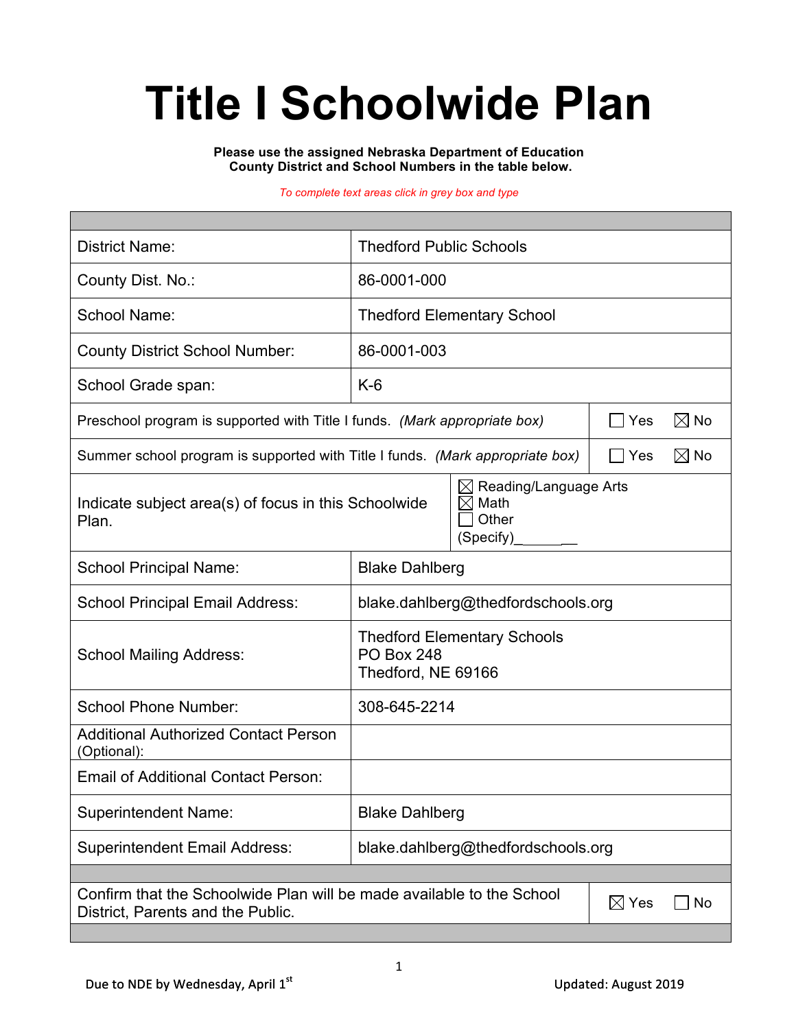# Title I Schoolwide Plan

**Please use the assigned Nebraska Department of Education County District and School Numbers in the table below.**

*To complete text areas click in grey box and type*

| | |
|---|---|
| District Name: | Thedford Public Schools |
| County Dist. No.: | 86-0001-000 |
| School Name: | Thedford Elementary School |
| County District School Number: | 86-0001-003 |
| School Grade span: | K-6 |
| Preschool program is supported with Title I funds. *(Mark appropriate box)* | ☐ Yes ☒ No |
| Summer school program is supported with Title I funds. *(Mark appropriate box)* | ☐ Yes ☒ No |
| Indicate subject area(s) of focus in this Schoolwide Plan. | ☒ Reading/Language Arts<br>☒ Math<br>☐ Other<br>(Specify)________ |
| School Principal Name: | Blake Dahlberg |
| School Principal Email Address: | blake.dahlberg@thedfordschools.org |
| School Mailing Address: | Thedford Elementary Schools<br>PO Box 248<br>Thedford, NE 69166 |
| School Phone Number: | 308-645-2214 |
| Additional Authorized Contact Person (Optional): | |
| Email of Additional Contact Person: | |
| Superintendent Name: | Blake Dahlberg |
| Superintendent Email Address: | blake.dahlberg@thedfordschools.org |
| Confirm that the Schoolwide Plan will be made available to the School District, Parents and the Public. | ☒ Yes ☐ No |

Due to NDE by Wednesday, April 1st

Updated: August 2019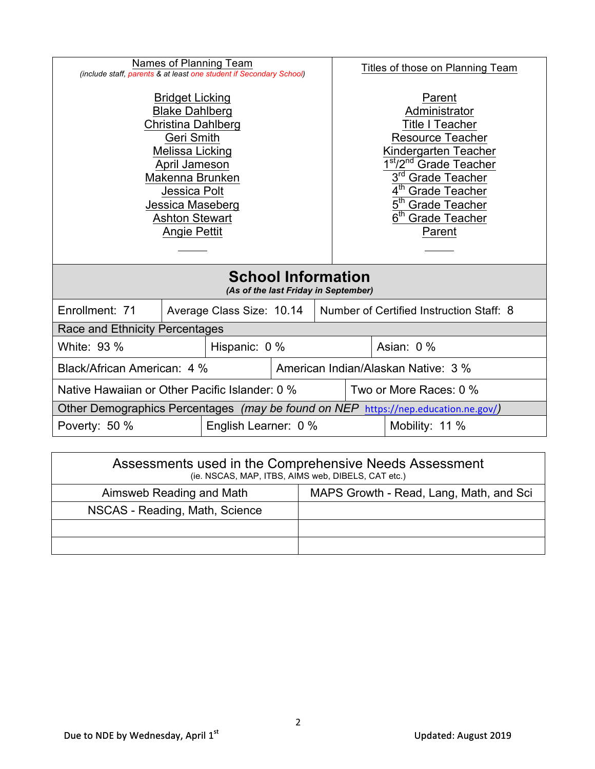| Names of Planning Team<br>*(include staff, parents & at least one student if Secondary School)* | Titles of those on Planning Team |
|---|---|
| Bridget Licking | Parent |
| Blake Dahlberg | Administrator |
| Christina Dahlberg | Title I Teacher |
| Geri Smith | Resource Teacher |
| Melissa Licking | Kindergarten Teacher |
| April Jameson | 1st/2nd Grade Teacher |
| Makenna Brunken | 3rd Grade Teacher |
| Jessica Polt | 4th Grade Teacher |
| Jessica Maseberg | 5th Grade Teacher |
| Ashton Stewart | 6th Grade Teacher |
| Angie Pettit | Parent |

## School Information

*(As of the last Friday in September)*

| Enrollment: 71 | Average Class Size: 10.14 | Number of Certified Instruction Staff: 8 |
|---|---|---|

**Race and Ethnicity Percentages**

| | | |
|---|---|---|
| White: 93 % | Hispanic: 0 % | Asian: 0 % |
| Black/African American: 4 % | American Indian/Alaskan Native: 3 % | |
| Native Hawaiian or Other Pacific Islander: 0 % | Two or More Races: 0 % | |

**Other Demographics Percentages** *(may be found on NEP https://nep.education.ne.gov/)*

| | | |
|---|---|---|
| Poverty: 50 % | English Learner: 0 % | Mobility: 11 % |

| Assessments used in the Comprehensive Needs Assessment<br>(ie. NSCAS, MAP, ITBS, AIMS web, DIBELS, CAT etc.) | |
|---|---|
| Aimsweb Reading and Math | MAPS Growth - Read, Lang, Math, and Sci |
| NSCAS - Reading, Math, Science | |
| | |
| | |

Due to NDE by Wednesday, April 1st

Updated: August 2019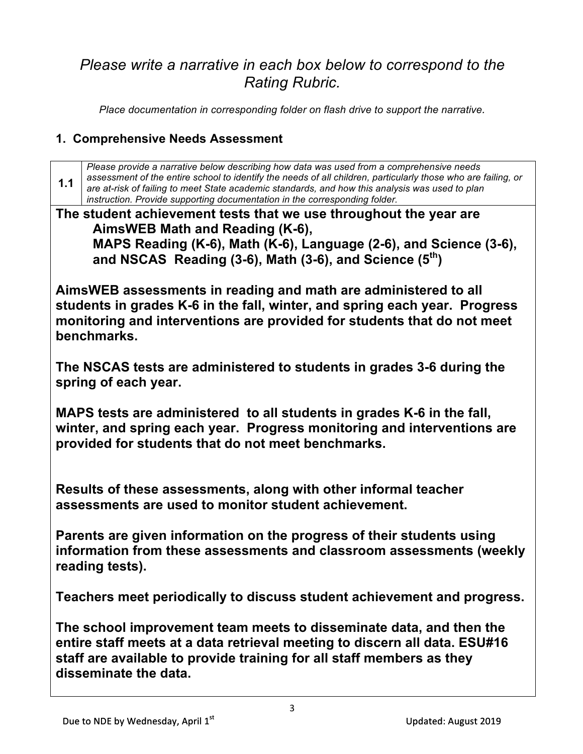*Please write a narrative in each box below to correspond to the Rating Rubric.*

*Place documentation in corresponding folder on flash drive to support the narrative.*

## 1. Comprehensive Needs Assessment

| 1.1 | *Please provide a narrative below describing how data was used from a comprehensive needs assessment of the entire school to identify the needs of all children, particularly those who are failing, or are at-risk of failing to meet State academic standards, and how this analysis was used to plan instruction. Provide supporting documentation in the corresponding folder.* |
|---|---|

**The student achievement tests that we use throughout the year are**
**AimsWEB Math and Reading (K-6),**
**MAPS Reading (K-6), Math (K-6), Language (2-6), and Science (3-6), and NSCAS Reading (3-6), Math (3-6), and Science (5th)**

**AimsWEB assessments in reading and math are administered to all students in grades K-6 in the fall, winter, and spring each year. Progress monitoring and interventions are provided for students that do not meet benchmarks.**

**The NSCAS tests are administered to students in grades 3-6 during the spring of each year.**

**MAPS tests are administered to all students in grades K-6 in the fall, winter, and spring each year. Progress monitoring and interventions are provided for students that do not meet benchmarks.**

**Results of these assessments, along with other informal teacher assessments are used to monitor student achievement.**

**Parents are given information on the progress of their students using information from these assessments and classroom assessments (weekly reading tests).**

**Teachers meet periodically to discuss student achievement and progress.**

**The school improvement team meets to disseminate data, and then the entire staff meets at a data retrieval meeting to discern all data. ESU#16 staff are available to provide training for all staff members as they disseminate the data.**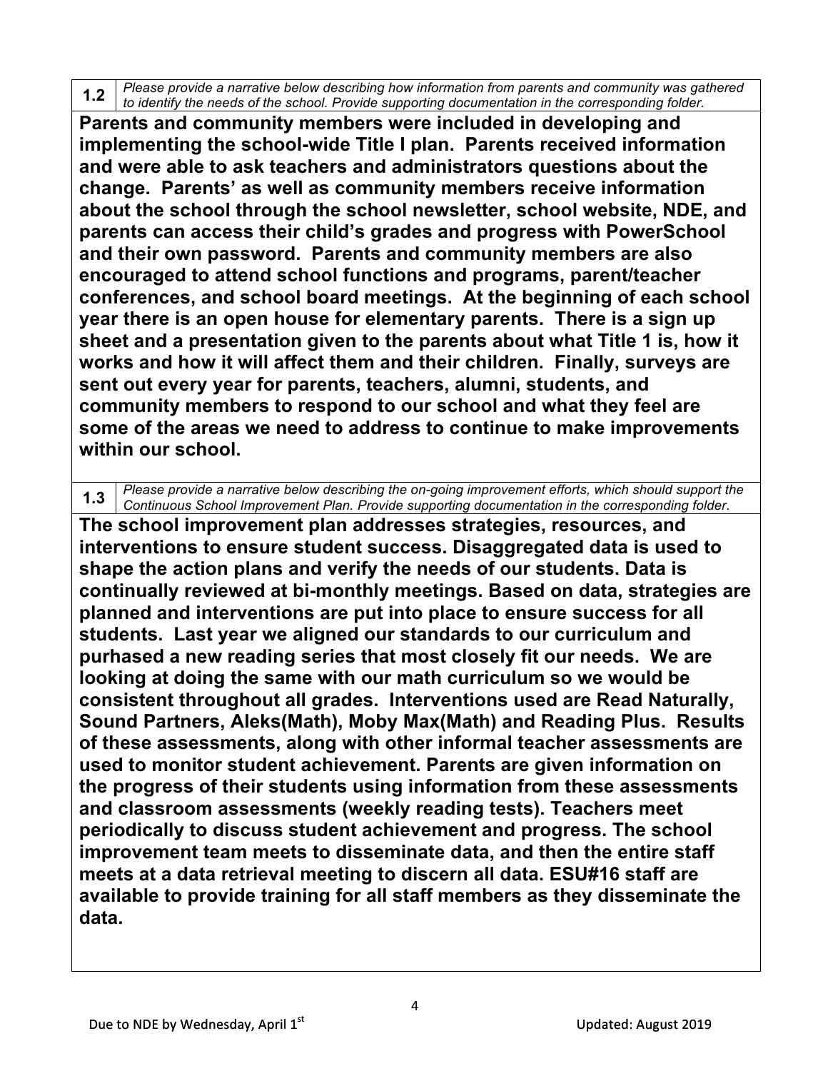| 1.2 | *Please provide a narrative below describing how information from parents and community was gathered to identify the needs of the school. Provide supporting documentation in the corresponding folder.* |
|---|---|

**Parents and community members were included in developing and implementing the school-wide Title I plan. Parents received information and were able to ask teachers and administrators questions about the change. Parents' as well as community members receive information about the school through the school newsletter, school website, NDE, and parents can access their child's grades and progress with PowerSchool and their own password. Parents and community members are also encouraged to attend school functions and programs, parent/teacher conferences, and school board meetings. At the beginning of each school year there is an open house for elementary parents. There is a sign up sheet and a presentation given to the parents about what Title 1 is, how it works and how it will affect them and their children. Finally, surveys are sent out every year for parents, teachers, alumni, students, and community members to respond to our school and what they feel are some of the areas we need to address to continue to make improvements within our school.**

| 1.3 | *Please provide a narrative below describing the on-going improvement efforts, which should support the Continuous School Improvement Plan. Provide supporting documentation in the corresponding folder.* |
|---|---|

**The school improvement plan addresses strategies, resources, and interventions to ensure student success. Disaggregated data is used to shape the action plans and verify the needs of our students. Data is continually reviewed at bi-monthly meetings. Based on data, strategies are planned and interventions are put into place to ensure success for all students. Last year we aligned our standards to our curriculum and purhased a new reading series that most closely fit our needs. We are looking at doing the same with our math curriculum so we would be consistent throughout all grades. Interventions used are Read Naturally, Sound Partners, Aleks(Math), Moby Max(Math) and Reading Plus. Results of these assessments, along with other informal teacher assessments are used to monitor student achievement. Parents are given information on the progress of their students using information from these assessments and classroom assessments (weekly reading tests). Teachers meet periodically to discuss student achievement and progress. The school improvement team meets to disseminate data, and then the entire staff meets at a data retrieval meeting to discern all data. ESU#16 staff are available to provide training for all staff members as they disseminate the data.**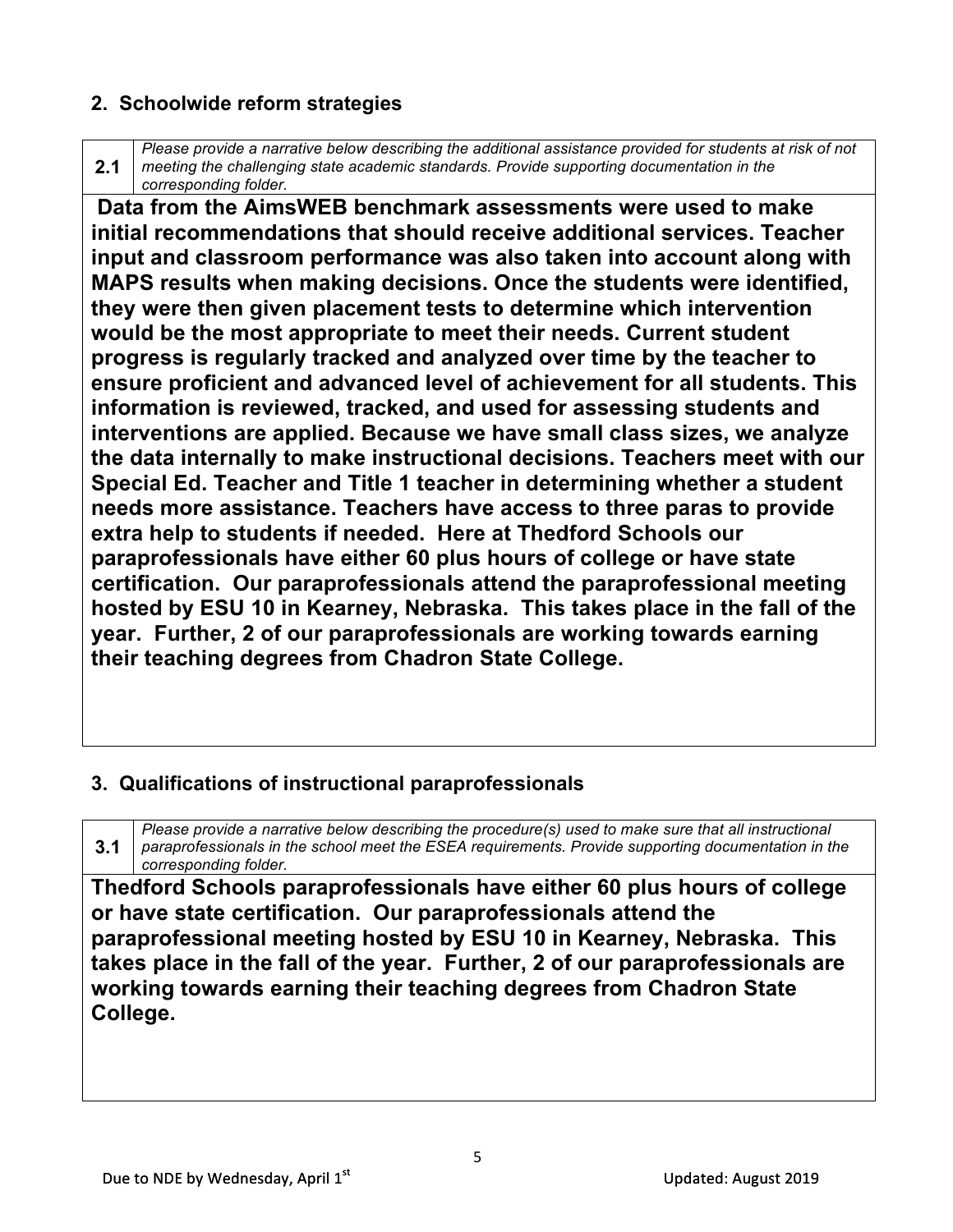## 2. Schoolwide reform strategies

| 2.1 | *Please provide a narrative below describing the additional assistance provided for students at risk of not meeting the challenging state academic standards. Provide supporting documentation in the corresponding folder.* |
|---|---|

**Data from the AimsWEB benchmark assessments were used to make initial recommendations that should receive additional services. Teacher input and classroom performance was also taken into account along with MAPS results when making decisions. Once the students were identified, they were then given placement tests to determine which intervention would be the most appropriate to meet their needs. Current student progress is regularly tracked and analyzed over time by the teacher to ensure proficient and advanced level of achievement for all students. This information is reviewed, tracked, and used for assessing students and interventions are applied. Because we have small class sizes, we analyze the data internally to make instructional decisions. Teachers meet with our Special Ed. Teacher and Title 1 teacher in determining whether a student needs more assistance. Teachers have access to three paras to provide extra help to students if needed. Here at Thedford Schools our paraprofessionals have either 60 plus hours of college or have state certification. Our paraprofessionals attend the paraprofessional meeting hosted by ESU 10 in Kearney, Nebraska. This takes place in the fall of the year. Further, 2 of our paraprofessionals are working towards earning their teaching degrees from Chadron State College.**

## 3. Qualifications of instructional paraprofessionals

| 3.1 | *Please provide a narrative below describing the procedure(s) used to make sure that all instructional paraprofessionals in the school meet the ESEA requirements. Provide supporting documentation in the corresponding folder.* |
|---|---|

**Thedford Schools paraprofessionals have either 60 plus hours of college or have state certification. Our paraprofessionals attend the paraprofessional meeting hosted by ESU 10 in Kearney, Nebraska. This takes place in the fall of the year. Further, 2 of our paraprofessionals are working towards earning their teaching degrees from Chadron State College.**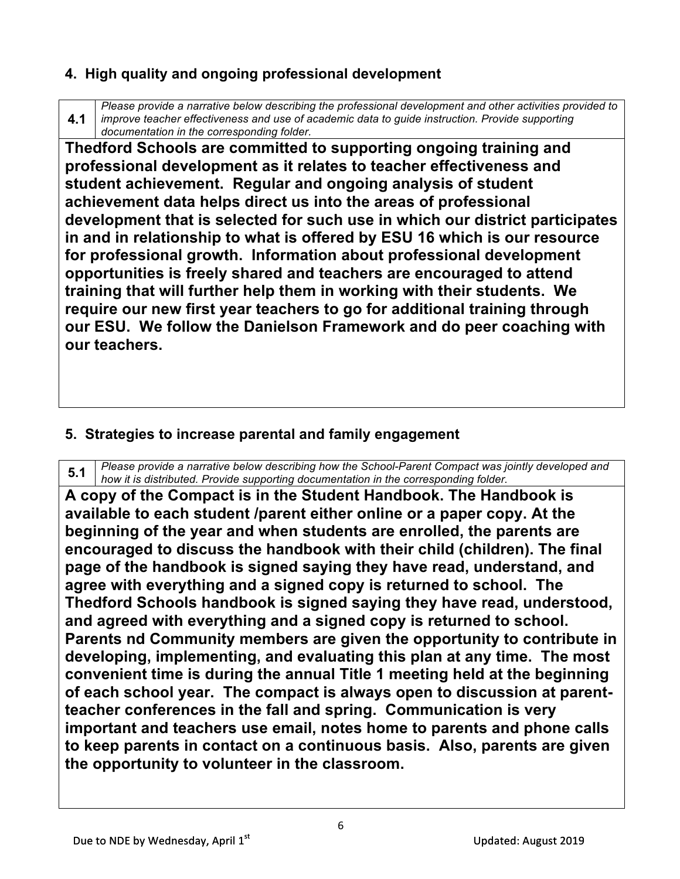## 4. High quality and ongoing professional development

| 4.1 | *Please provide a narrative below describing the professional development and other activities provided to improve teacher effectiveness and use of academic data to guide instruction. Provide supporting documentation in the corresponding folder.* |
|---|---|

**Thedford Schools are committed to supporting ongoing training and professional development as it relates to teacher effectiveness and student achievement. Regular and ongoing analysis of student achievement data helps direct us into the areas of professional development that is selected for such use in which our district participates in and in relationship to what is offered by ESU 16 which is our resource for professional growth. Information about professional development opportunities is freely shared and teachers are encouraged to attend training that will further help them in working with their students. We require our new first year teachers to go for additional training through our ESU. We follow the Danielson Framework and do peer coaching with our teachers.**

## 5. Strategies to increase parental and family engagement

| 5.1 | *Please provide a narrative below describing how the School-Parent Compact was jointly developed and how it is distributed. Provide supporting documentation in the corresponding folder.* |
|---|---|

**A copy of the Compact is in the Student Handbook. The Handbook is available to each student /parent either online or a paper copy. At the beginning of the year and when students are enrolled, the parents are encouraged to discuss the handbook with their child (children). The final page of the handbook is signed saying they have read, understand, and agree with everything and a signed copy is returned to school. The Thedford Schools handbook is signed saying they have read, understood, and agreed with everything and a signed copy is returned to school. Parents nd Community members are given the opportunity to contribute in developing, implementing, and evaluating this plan at any time. The most convenient time is during the annual Title 1 meeting held at the beginning of each school year. The compact is always open to discussion at parent-teacher conferences in the fall and spring. Communication is very important and teachers use email, notes home to parents and phone calls to keep parents in contact on a continuous basis. Also, parents are given the opportunity to volunteer in the classroom.**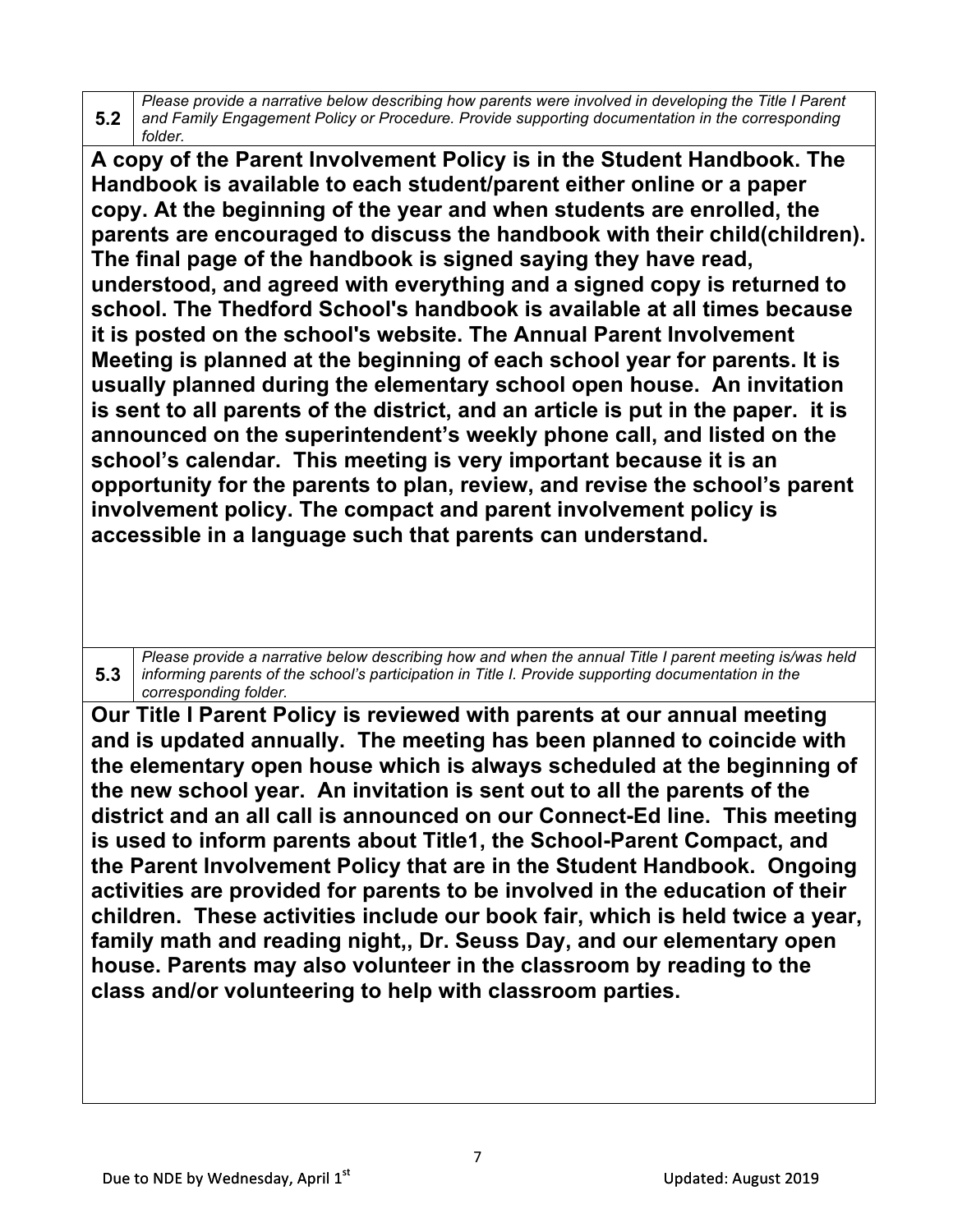| 5.2 | *Please provide a narrative below describing how parents were involved in developing the Title I Parent and Family Engagement Policy or Procedure. Provide supporting documentation in the corresponding folder.* |
|---|---|

**A copy of the Parent Involvement Policy is in the Student Handbook. The Handbook is available to each student/parent either online or a paper copy. At the beginning of the year and when students are enrolled, the parents are encouraged to discuss the handbook with their child(children). The final page of the handbook is signed saying they have read, understood, and agreed with everything and a signed copy is returned to school. The Thedford School's handbook is available at all times because it is posted on the school's website. The Annual Parent Involvement Meeting is planned at the beginning of each school year for parents. It is usually planned during the elementary school open house. An invitation is sent to all parents of the district, and an article is put in the paper. it is announced on the superintendent's weekly phone call, and listed on the school's calendar. This meeting is very important because it is an opportunity for the parents to plan, review, and revise the school's parent involvement policy. The compact and parent involvement policy is accessible in a language such that parents can understand.**

| 5.3 | *Please provide a narrative below describing how and when the annual Title I parent meeting is/was held informing parents of the school's participation in Title I. Provide supporting documentation in the corresponding folder.* |
|---|---|

**Our Title I Parent Policy is reviewed with parents at our annual meeting and is updated annually. The meeting has been planned to coincide with the elementary open house which is always scheduled at the beginning of the new school year. An invitation is sent out to all the parents of the district and an all call is announced on our Connect-Ed line. This meeting is used to inform parents about Title1, the School-Parent Compact, and the Parent Involvement Policy that are in the Student Handbook. Ongoing activities are provided for parents to be involved in the education of their children. These activities include our book fair, which is held twice a year, family math and reading night,, Dr. Seuss Day, and our elementary open house. Parents may also volunteer in the classroom by reading to the class and/or volunteering to help with classroom parties.**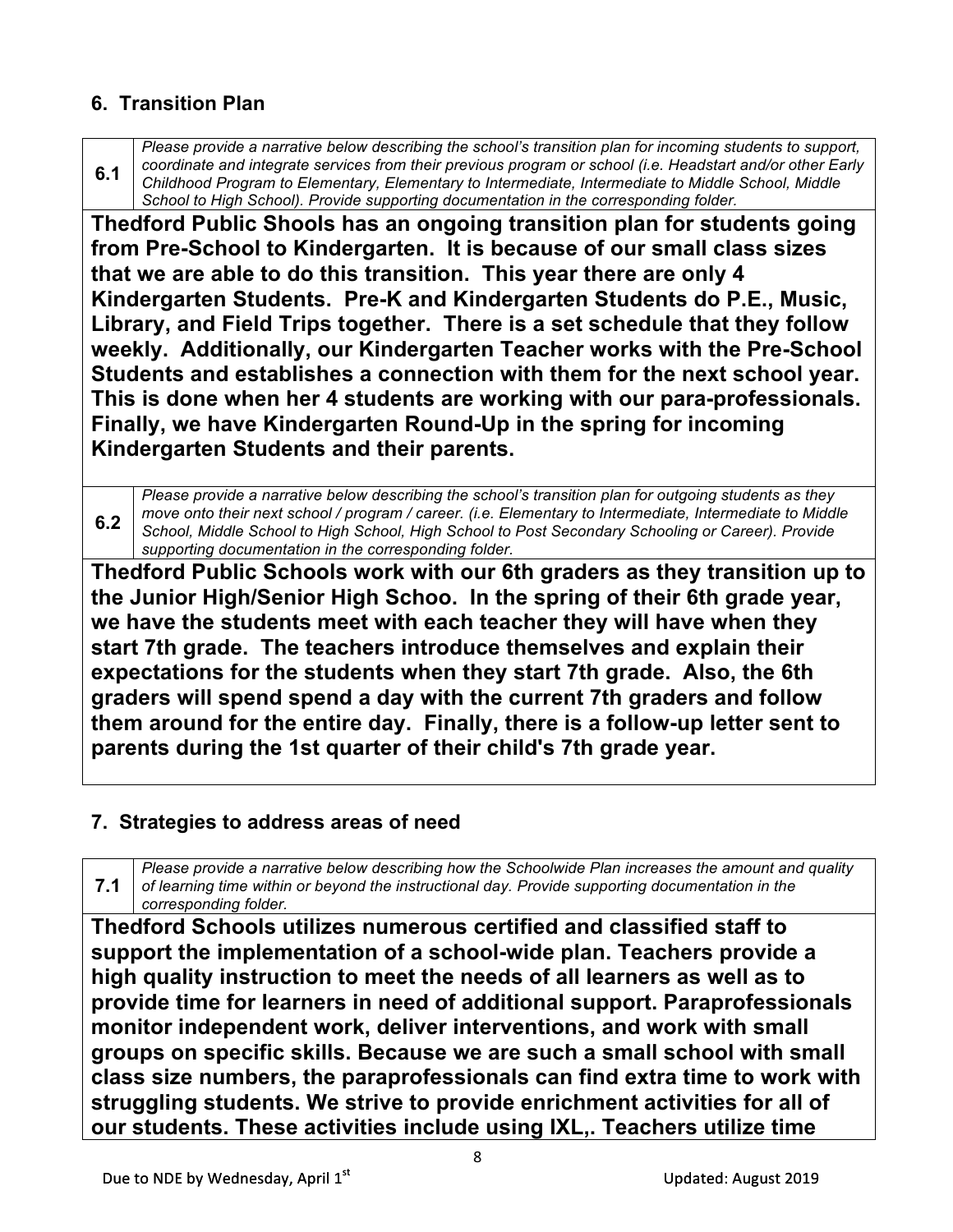## 6. Transition Plan

| 6.1 | *Please provide a narrative below describing the school's transition plan for incoming students to support, coordinate and integrate services from their previous program or school (i.e. Headstart and/or other Early Childhood Program to Elementary, Elementary to Intermediate, Intermediate to Middle School, Middle School to High School). Provide supporting documentation in the corresponding folder.* |
|---|---|

**Thedford Public Shools has an ongoing transition plan for students going from Pre-School to Kindergarten. It is because of our small class sizes that we are able to do this transition. This year there are only 4 Kindergarten Students. Pre-K and Kindergarten Students do P.E., Music, Library, and Field Trips together. There is a set schedule that they follow weekly. Additionally, our Kindergarten Teacher works with the Pre-School Students and establishes a connection with them for the next school year. This is done when her 4 students are working with our para-professionals. Finally, we have Kindergarten Round-Up in the spring for incoming Kindergarten Students and their parents.**

| 6.2 | *Please provide a narrative below describing the school's transition plan for outgoing students as they move onto their next school / program / career. (i.e. Elementary to Intermediate, Intermediate to Middle School, Middle School to High School, High School to Post Secondary Schooling or Career). Provide supporting documentation in the corresponding folder.* |
|---|---|

**Thedford Public Schools work with our 6th graders as they transition up to the Junior High/Senior High Schoo. In the spring of their 6th grade year, we have the students meet with each teacher they will have when they start 7th grade. The teachers introduce themselves and explain their expectations for the students when they start 7th grade. Also, the 6th graders will spend spend a day with the current 7th graders and follow them around for the entire day. Finally, there is a follow-up letter sent to parents during the 1st quarter of their child's 7th grade year.**

## 7. Strategies to address areas of need

| 7.1 | *Please provide a narrative below describing how the Schoolwide Plan increases the amount and quality of learning time within or beyond the instructional day. Provide supporting documentation in the corresponding folder.* |
|---|---|

**Thedford Schools utilizes numerous certified and classified staff to support the implementation of a school-wide plan. Teachers provide a high quality instruction to meet the needs of all learners as well as to provide time for learners in need of additional support. Paraprofessionals monitor independent work, deliver interventions, and work with small groups on specific skills. Because we are such a small school with small class size numbers, the paraprofessionals can find extra time to work with struggling students. We strive to provide enrichment activities for all of our students. These activities include using IXL,. Teachers utilize time**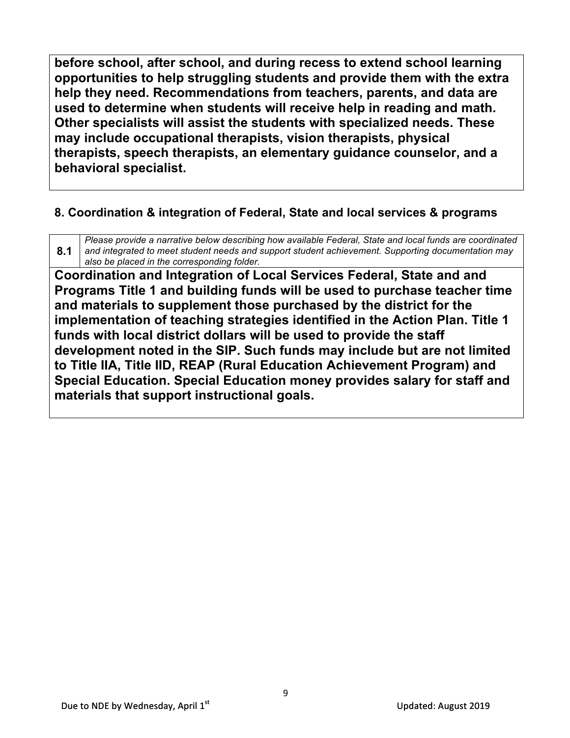**before school, after school, and during recess to extend school learning opportunities to help struggling students and provide them with the extra help they need. Recommendations from teachers, parents, and data are used to determine when students will receive help in reading and math. Other specialists will assist the students with specialized needs. These may include occupational therapists, vision therapists, physical therapists, speech therapists, an elementary guidance counselor, and a behavioral specialist.**

### 8. Coordination & integration of Federal, State and local services & programs

| | |
|---|---|
| **8.1** | *Please provide a narrative below describing how available Federal, State and local funds are coordinated and integrated to meet student needs and support student achievement. Supporting documentation may also be placed in the corresponding folder.* |

**Coordination and Integration of Local Services Federal, State and and Programs Title 1 and building funds will be used to purchase teacher time and materials to supplement those purchased by the district for the implementation of teaching strategies identified in the Action Plan. Title 1 funds with local district dollars will be used to provide the staff development noted in the SIP. Such funds may include but are not limited to Title IIA, Title IID, REAP (Rural Education Achievement Program) and Special Education. Special Education money provides salary for staff and materials that support instructional goals.**